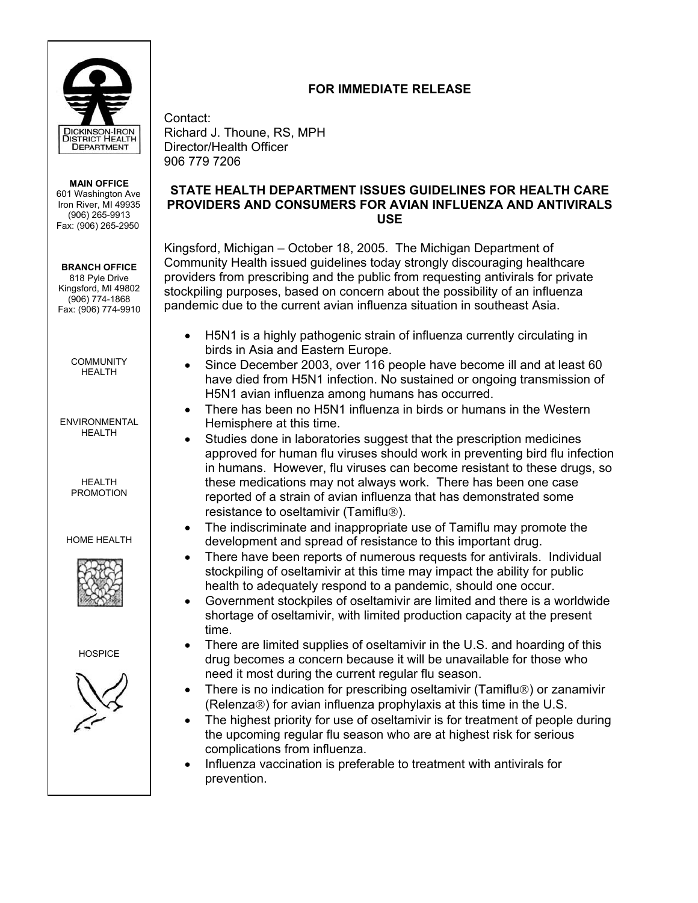DICKINSON-IRON DISTRICT HEALTH DEPARTMENT

**MAIN OFFICE**
601 Washington Ave
Iron River, MI 49935
(906) 265-9913
Fax: (906) 265-2950

**BRANCH OFFICE**
818 Pyle Drive
Kingsford, MI 49802
(906) 774-1868
Fax: (906) 774-9910

COMMUNITY HEALTH

ENVIRONMENTAL HEALTH

HEALTH PROMOTION

HOME HEALTH

HOSPICE

**FOR IMMEDIATE RELEASE**

Contact:
Richard J. Thoune, RS, MPH
Director/Health Officer
906 779 7206

## STATE HEALTH DEPARTMENT ISSUES GUIDELINES FOR HEALTH CARE PROVIDERS AND CONSUMERS FOR AVIAN INFLUENZA AND ANTIVIRALS USE

Kingsford, Michigan – October 18, 2005. The Michigan Department of Community Health issued guidelines today strongly discouraging healthcare providers from prescribing and the public from requesting antivirals for private stockpiling purposes, based on concern about the possibility of an influenza pandemic due to the current avian influenza situation in southeast Asia.

- H5N1 is a highly pathogenic strain of influenza currently circulating in birds in Asia and Eastern Europe.
- Since December 2003, over 116 people have become ill and at least 60 have died from H5N1 infection. No sustained or ongoing transmission of H5N1 avian influenza among humans has occurred.
- There has been no H5N1 influenza in birds or humans in the Western Hemisphere at this time.
- Studies done in laboratories suggest that the prescription medicines approved for human flu viruses should work in preventing bird flu infection in humans. However, flu viruses can become resistant to these drugs, so these medications may not always work. There has been one case reported of a strain of avian influenza that has demonstrated some resistance to oseltamivir (Tamiflu®).
- The indiscriminate and inappropriate use of Tamiflu may promote the development and spread of resistance to this important drug.
- There have been reports of numerous requests for antivirals. Individual stockpiling of oseltamivir at this time may impact the ability for public health to adequately respond to a pandemic, should one occur.
- Government stockpiles of oseltamivir are limited and there is a worldwide shortage of oseltamivir, with limited production capacity at the present time.
- There are limited supplies of oseltamivir in the U.S. and hoarding of this drug becomes a concern because it will be unavailable for those who need it most during the current regular flu season.
- There is no indication for prescribing oseltamivir (Tamiflu®) or zanamivir (Relenza®) for avian influenza prophylaxis at this time in the U.S.
- The highest priority for use of oseltamivir is for treatment of people during the upcoming regular flu season who are at highest risk for serious complications from influenza.
- Influenza vaccination is preferable to treatment with antivirals for prevention.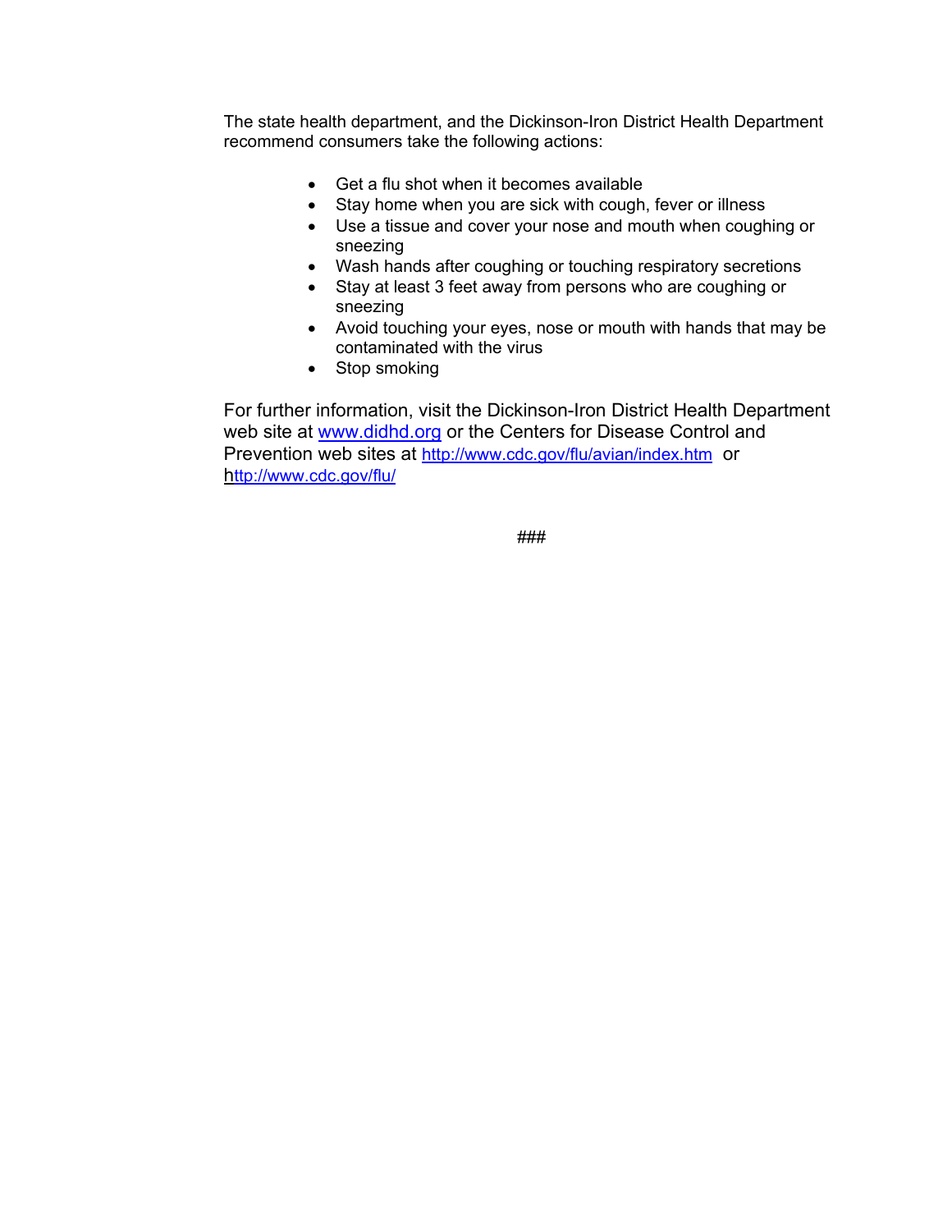The state health department, and the Dickinson-Iron District Health Department recommend consumers take the following actions:

- Get a flu shot when it becomes available
- Stay home when you are sick with cough, fever or illness
- Use a tissue and cover your nose and mouth when coughing or sneezing
- Wash hands after coughing or touching respiratory secretions
- Stay at least 3 feet away from persons who are coughing or sneezing
- Avoid touching your eyes, nose or mouth with hands that may be contaminated with the virus
- Stop smoking

For further information, visit the Dickinson-Iron District Health Department web site at www.didhd.org or the Centers for Disease Control and Prevention web sites at http://www.cdc.gov/flu/avian/index.htm or http://www.cdc.gov/flu/

###